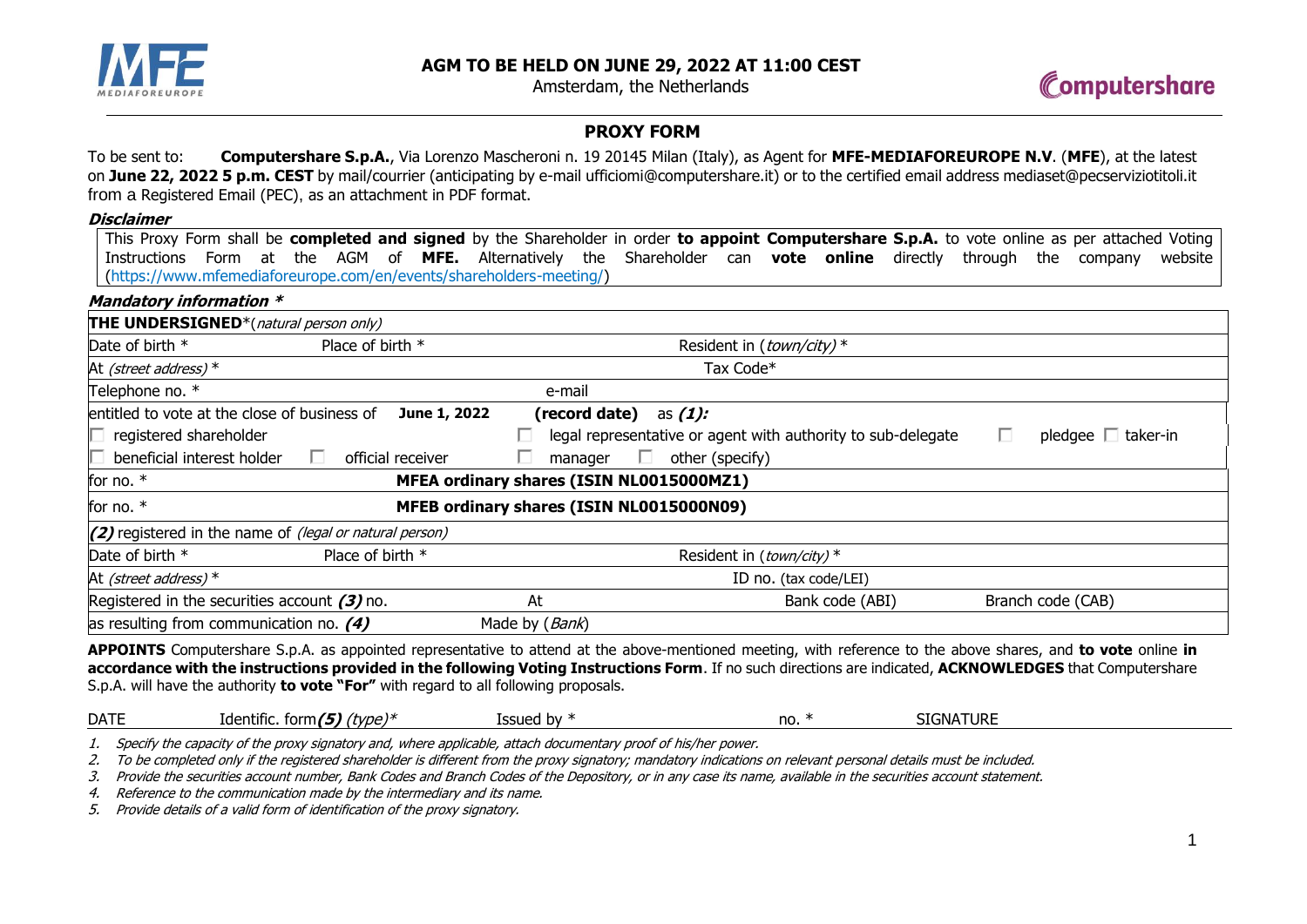**AGM TO BE HELD ON JUNE 29, 2022 AT 11:00 CEST**
Amsterdam, the Netherlands

# PROXY FORM

To be sent to: **Computershare S.p.A.**, Via Lorenzo Mascheroni n. 19 20145 Milan (Italy), as Agent for **MFE-MEDIAFOREUROPE N.V**. (**MFE**), at the latest on **June 22, 2022 5 p.m. CEST** by mail/courrier (anticipating by e-mail ufficiomi@computershare.it) or to the certified email address mediaset@pecserviziotitoli.it from a Registered Email (PEC), as an attachment in PDF format.

***Disclaimer***

This Proxy Form shall be **completed and signed** by the Shareholder in order **to appoint Computershare S.p.A.** to vote online as per attached Voting Instructions Form at the AGM of **MFE.** Alternatively the Shareholder can **vote online** directly through the company website (https://www.mfemediaforeurope.com/en/events/shareholders-meeting/)

***Mandatory information \****

| **THE UNDERSIGNED***(*natural person only*) | | | |
|---|---|---|---|
| Date of birth * | Place of birth * | Resident in (*town/city*) * | |
| At *(street address)* * | | Tax Code* | |
| Telephone no. * | | e-mail | |
| entitled to vote at the close of business of **June 1, 2022** | **(record date)** as ***(1):*** | | |
| ☐ registered shareholder | | ☐ legal representative or agent with authority to sub-delegate | ☐ pledgee ☐ taker-in |
| ☐ beneficial interest holder | ☐ official receiver | ☐ manager ☐ other (specify) | |
| for no. * | **MFEA ordinary shares (ISIN NL0015000MZ1)** | | |
| for no. * | **MFEB ordinary shares (ISIN NL0015000N09)** | | |
| ***(2)*** registered in the name of *(legal or natural person)* | | | |
| Date of birth * | Place of birth * | Resident in (*town/city*) * | |
| At *(street address)* * | | ID no. (tax code/LEI) | |
| Registered in the securities account ***(3)*** no. | At | Bank code (ABI) | Branch code (CAB) |
| as resulting from communication no. ***(4)*** | Made by (*Bank*) | | |

**APPOINTS** Computershare S.p.A. as appointed representative to attend at the above-mentioned meeting, with reference to the above shares, and **to vote** online **in accordance with the instructions provided in the following Voting Instructions Form**. If no such directions are indicated, **ACKNOWLEDGES** that Computershare S.p.A. will have the authority **to vote "For"** with regard to all following proposals.

| DATE | Identific. form***(5)*** *(type)** | Issued by * | no. * | SIGNATURE |
|---|---|---|---|---|

1. *Specify the capacity of the proxy signatory and, where applicable, attach documentary proof of his/her power.*
2. *To be completed only if the registered shareholder is different from the proxy signatory; mandatory indications on relevant personal details must be included.*
3. *Provide the securities account number, Bank Codes and Branch Codes of the Depository, or in any case its name, available in the securities account statement.*
4. *Reference to the communication made by the intermediary and its name.*
5. *Provide details of a valid form of identification of the proxy signatory.*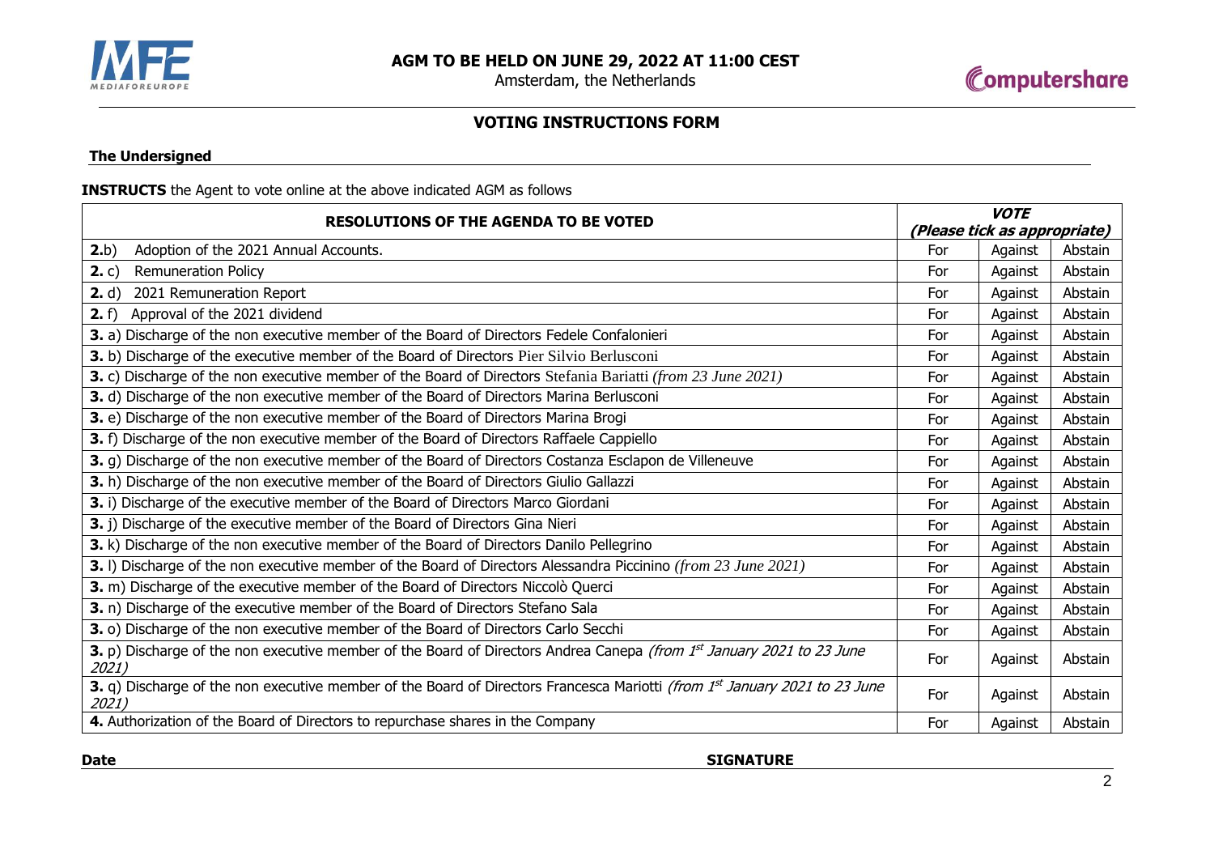**AGM TO BE HELD ON JUNE 29, 2022 AT 11:00 CEST**
Amsterdam, the Netherlands

## VOTING INSTRUCTIONS FORM

**The Undersigned**

**INSTRUCTS** the Agent to vote online at the above indicated AGM as follows

| RESOLUTIONS OF THE AGENDA TO BE VOTED | ***VOTE (Please tick as appropriate)*** | | |
|---|---|---|---|
| **2.**b) Adoption of the 2021 Annual Accounts. | For | Against | Abstain |
| **2.** c) Remuneration Policy | For | Against | Abstain |
| **2.** d) 2021 Remuneration Report | For | Against | Abstain |
| **2.** f) Approval of the 2021 dividend | For | Against | Abstain |
| **3.** a) Discharge of the non executive member of the Board of Directors Fedele Confalonieri | For | Against | Abstain |
| **3.** b) Discharge of the executive member of the Board of Directors Pier Silvio Berlusconi | For | Against | Abstain |
| **3.** c) Discharge of the non executive member of the Board of Directors Stefania Bariatti *(from 23 June 2021)* | For | Against | Abstain |
| **3.** d) Discharge of the non executive member of the Board of Directors Marina Berlusconi | For | Against | Abstain |
| **3.** e) Discharge of the non executive member of the Board of Directors Marina Brogi | For | Against | Abstain |
| **3.** f) Discharge of the non executive member of the Board of Directors Raffaele Cappiello | For | Against | Abstain |
| **3.** g) Discharge of the non executive member of the Board of Directors Costanza Esclapon de Villeneuve | For | Against | Abstain |
| **3.** h) Discharge of the non executive member of the Board of Directors Giulio Gallazzi | For | Against | Abstain |
| **3.** i) Discharge of the executive member of the Board of Directors Marco Giordani | For | Against | Abstain |
| **3.** j) Discharge of the executive member of the Board of Directors Gina Nieri | For | Against | Abstain |
| **3.** k) Discharge of the non executive member of the Board of Directors Danilo Pellegrino | For | Against | Abstain |
| **3.** l) Discharge of the non executive member of the Board of Directors Alessandra Piccinino *(from 23 June 2021)* | For | Against | Abstain |
| **3.** m) Discharge of the executive member of the Board of Directors Niccolò Querci | For | Against | Abstain |
| **3.** n) Discharge of the executive member of the Board of Directors Stefano Sala | For | Against | Abstain |
| **3.** o) Discharge of the non executive member of the Board of Directors Carlo Secchi | For | Against | Abstain |
| **3.** p) Discharge of the non executive member of the Board of Directors Andrea Canepa *(from 1st January 2021 to 23 June 2021)* | For | Against | Abstain |
| **3.** q) Discharge of the non executive member of the Board of Directors Francesca Mariotti *(from 1st January 2021 to 23 June 2021)* | For | Against | Abstain |
| **4.** Authorization of the Board of Directors to repurchase shares in the Company | For | Against | Abstain |

**Date** **SIGNATURE**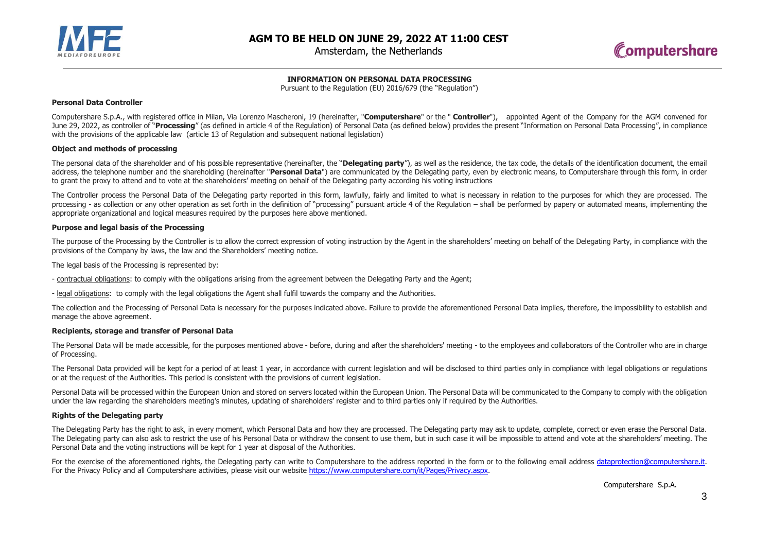# AGM TO BE HELD ON JUNE 29, 2022 AT 11:00 CEST

Amsterdam, the Netherlands

## INFORMATION ON PERSONAL DATA PROCESSING

Pursuant to the Regulation (EU) 2016/679 (the "Regulation")

### Personal Data Controller

Computershare S.p.A., with registered office in Milan, Via Lorenzo Mascheroni, 19 (hereinafter, "**Computershare**" or the " **Controller**"), appointed Agent of the Company for the AGM convened for June 29, 2022, as controller of "**Processing**" (as defined in article 4 of the Regulation) of Personal Data (as defined below) provides the present "Information on Personal Data Processing", in compliance with the provisions of the applicable law (article 13 of Regulation and subsequent national legislation)

### Object and methods of processing

The personal data of the shareholder and of his possible representative (hereinafter, the "**Delegating party**"), as well as the residence, the tax code, the details of the identification document, the email address, the telephone number and the shareholding (hereinafter "**Personal Data**") are communicated by the Delegating party, even by electronic means, to Computershare through this form, in order to grant the proxy to attend and to vote at the shareholders' meeting on behalf of the Delegating party according his voting instructions

The Controller process the Personal Data of the Delegating party reported in this form, lawfully, fairly and limited to what is necessary in relation to the purposes for which they are processed. The processing - as collection or any other operation as set forth in the definition of "processing" pursuant article 4 of the Regulation – shall be performed by papery or automated means, implementing the appropriate organizational and logical measures required by the purposes here above mentioned.

### Purpose and legal basis of the Processing

The purpose of the Processing by the Controller is to allow the correct expression of voting instruction by the Agent in the shareholders' meeting on behalf of the Delegating Party, in compliance with the provisions of the Company by laws, the law and the Shareholders' meeting notice.

The legal basis of the Processing is represented by:

- contractual obligations: to comply with the obligations arising from the agreement between the Delegating Party and the Agent;

- legal obligations: to comply with the legal obligations the Agent shall fulfil towards the company and the Authorities.

The collection and the Processing of Personal Data is necessary for the purposes indicated above. Failure to provide the aforementioned Personal Data implies, therefore, the impossibility to establish and manage the above agreement.

### Recipients, storage and transfer of Personal Data

The Personal Data will be made accessible, for the purposes mentioned above - before, during and after the shareholders' meeting - to the employees and collaborators of the Controller who are in charge of Processing.

The Personal Data provided will be kept for a period of at least 1 year, in accordance with current legislation and will be disclosed to third parties only in compliance with legal obligations or regulations or at the request of the Authorities. This period is consistent with the provisions of current legislation.

Personal Data will be processed within the European Union and stored on servers located within the European Union. The Personal Data will be communicated to the Company to comply with the obligation under the law regarding the shareholders meeting's minutes, updating of shareholders' register and to third parties only if required by the Authorities.

### Rights of the Delegating party

The Delegating Party has the right to ask, in every moment, which Personal Data and how they are processed. The Delegating party may ask to update, complete, correct or even erase the Personal Data. The Delegating party can also ask to restrict the use of his Personal Data or withdraw the consent to use them, but in such case it will be impossible to attend and vote at the shareholders' meeting. The Personal Data and the voting instructions will be kept for 1 year at disposal of the Authorities.

For the exercise of the aforementioned rights, the Delegating party can write to Computershare to the address reported in the form or to the following email address dataprotection@computershare.it. For the Privacy Policy and all Computershare activities, please visit our website https://www.computershare.com/it/Pages/Privacy.aspx.

Computershare S.p.A.